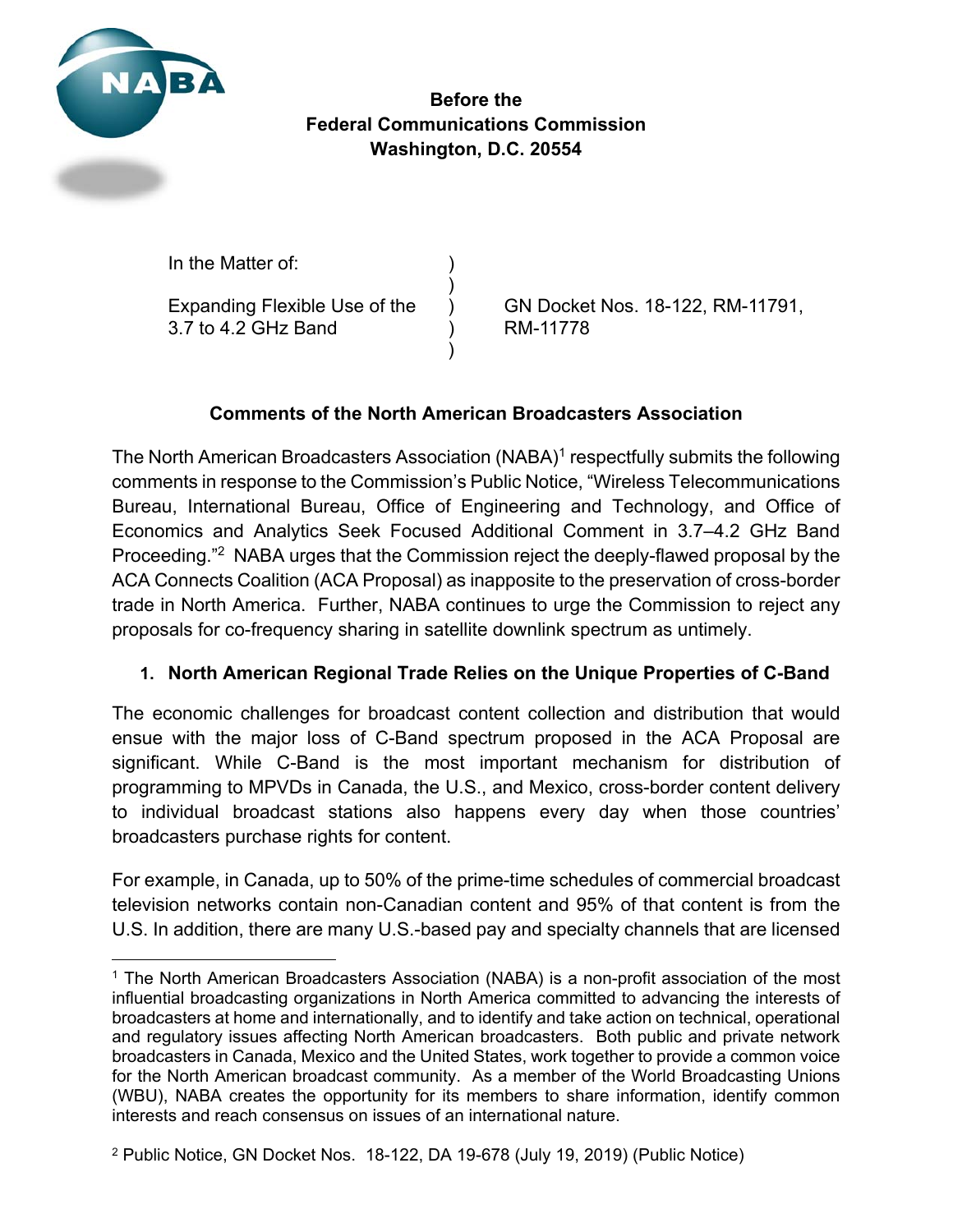**Before the**
**Federal Communications Commission**
**Washington, D.C. 20554**

| In the Matter of: | ) | |
|---|---|---|
| | ) | |
| Expanding Flexible Use of the 3.7 to 4.2 GHz Band | ) | GN Docket Nos. 18-122, RM-11791, RM-11778 |
| | ) | |

## Comments of the North American Broadcasters Association

The North American Broadcasters Association (NABA)[1] respectfully submits the following comments in response to the Commission's Public Notice, "Wireless Telecommunications Bureau, International Bureau, Office of Engineering and Technology, and Office of Economics and Analytics Seek Focused Additional Comment in 3.7–4.2 GHz Band Proceeding."[2] NABA urges that the Commission reject the deeply-flawed proposal by the ACA Connects Coalition (ACA Proposal) as inapposite to the preservation of cross-border trade in North America. Further, NABA continues to urge the Commission to reject any proposals for co-frequency sharing in satellite downlink spectrum as untimely.

### 1. North American Regional Trade Relies on the Unique Properties of C-Band

The economic challenges for broadcast content collection and distribution that would ensue with the major loss of C-Band spectrum proposed in the ACA Proposal are significant. While C-Band is the most important mechanism for distribution of programming to MPVDs in Canada, the U.S., and Mexico, cross-border content delivery to individual broadcast stations also happens every day when those countries' broadcasters purchase rights for content.

For example, in Canada, up to 50% of the prime-time schedules of commercial broadcast television networks contain non-Canadian content and 95% of that content is from the U.S. In addition, there are many U.S.-based pay and specialty channels that are licensed

---

[1] The North American Broadcasters Association (NABA) is a non-profit association of the most influential broadcasting organizations in North America committed to advancing the interests of broadcasters at home and internationally, and to identify and take action on technical, operational and regulatory issues affecting North American broadcasters. Both public and private network broadcasters in Canada, Mexico and the United States, work together to provide a common voice for the North American broadcast community. As a member of the World Broadcasting Unions (WBU), NABA creates the opportunity for its members to share information, identify common interests and reach consensus on issues of an international nature.

[2] Public Notice, GN Docket Nos. 18-122, DA 19-678 (July 19, 2019) (Public Notice)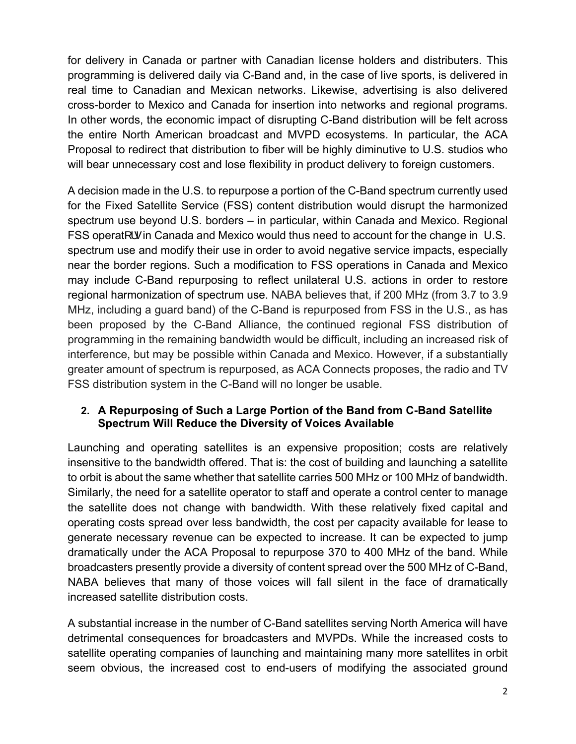for delivery in Canada or partner with Canadian license holders and distributers. This programming is delivered daily via C-Band and, in the case of live sports, is delivered in real time to Canadian and Mexican networks. Likewise, advertising is also delivered cross-border to Mexico and Canada for insertion into networks and regional programs. In other words, the economic impact of disrupting C-Band distribution will be felt across the entire North American broadcast and MVPD ecosystems. In particular, the ACA Proposal to redirect that distribution to fiber will be highly diminutive to U.S. studios who will bear unnecessary cost and lose flexibility in product delivery to foreign customers.

A decision made in the U.S. to repurpose a portion of the C-Band spectrum currently used for the Fixed Satellite Service (FSS) content distribution would disrupt the harmonized spectrum use beyond U.S. borders – in particular, within Canada and Mexico. Regional FSS operators in Canada and Mexico would thus need to account for the change in U.S. spectrum use and modify their use in order to avoid negative service impacts, especially near the border regions. Such a modification to FSS operations in Canada and Mexico may include C-Band repurposing to reflect unilateral U.S. actions in order to restore regional harmonization of spectrum use. NABA believes that, if 200 MHz (from 3.7 to 3.9 MHz, including a guard band) of the C-Band is repurposed from FSS in the U.S., as has been proposed by the C-Band Alliance, the continued regional FSS distribution of programming in the remaining bandwidth would be difficult, including an increased risk of interference, but may be possible within Canada and Mexico. However, if a substantially greater amount of spectrum is repurposed, as ACA Connects proposes, the radio and TV FSS distribution system in the C-Band will no longer be usable.

**2. A Repurposing of Such a Large Portion of the Band from C-Band Satellite Spectrum Will Reduce the Diversity of Voices Available**

Launching and operating satellites is an expensive proposition; costs are relatively insensitive to the bandwidth offered. That is: the cost of building and launching a satellite to orbit is about the same whether that satellite carries 500 MHz or 100 MHz of bandwidth. Similarly, the need for a satellite operator to staff and operate a control center to manage the satellite does not change with bandwidth. With these relatively fixed capital and operating costs spread over less bandwidth, the cost per capacity available for lease to generate necessary revenue can be expected to increase. It can be expected to jump dramatically under the ACA Proposal to repurpose 370 to 400 MHz of the band. While broadcasters presently provide a diversity of content spread over the 500 MHz of C-Band, NABA believes that many of those voices will fall silent in the face of dramatically increased satellite distribution costs.

A substantial increase in the number of C-Band satellites serving North America will have detrimental consequences for broadcasters and MVPDs. While the increased costs to satellite operating companies of launching and maintaining many more satellites in orbit seem obvious, the increased cost to end-users of modifying the associated ground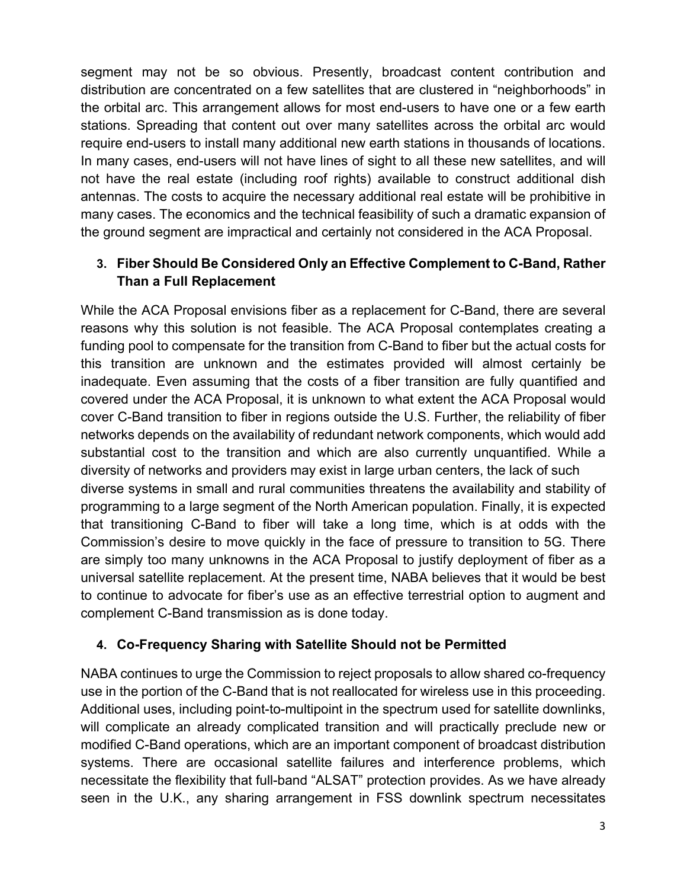segment may not be so obvious. Presently, broadcast content contribution and distribution are concentrated on a few satellites that are clustered in "neighborhoods" in the orbital arc. This arrangement allows for most end-users to have one or a few earth stations. Spreading that content out over many satellites across the orbital arc would require end-users to install many additional new earth stations in thousands of locations. In many cases, end-users will not have lines of sight to all these new satellites, and will not have the real estate (including roof rights) available to construct additional dish antennas. The costs to acquire the necessary additional real estate will be prohibitive in many cases. The economics and the technical feasibility of such a dramatic expansion of the ground segment are impractical and certainly not considered in the ACA Proposal.

### 3. Fiber Should Be Considered Only an Effective Complement to C-Band, Rather Than a Full Replacement

While the ACA Proposal envisions fiber as a replacement for C-Band, there are several reasons why this solution is not feasible. The ACA Proposal contemplates creating a funding pool to compensate for the transition from C-Band to fiber but the actual costs for this transition are unknown and the estimates provided will almost certainly be inadequate. Even assuming that the costs of a fiber transition are fully quantified and covered under the ACA Proposal, it is unknown to what extent the ACA Proposal would cover C-Band transition to fiber in regions outside the U.S. Further, the reliability of fiber networks depends on the availability of redundant network components, which would add substantial cost to the transition and which are also currently unquantified. While a diversity of networks and providers may exist in large urban centers, the lack of such diverse systems in small and rural communities threatens the availability and stability of programming to a large segment of the North American population. Finally, it is expected that transitioning C-Band to fiber will take a long time, which is at odds with the Commission's desire to move quickly in the face of pressure to transition to 5G. There are simply too many unknowns in the ACA Proposal to justify deployment of fiber as a universal satellite replacement. At the present time, NABA believes that it would be best to continue to advocate for fiber's use as an effective terrestrial option to augment and complement C-Band transmission as is done today.

### 4. Co-Frequency Sharing with Satellite Should not be Permitted

NABA continues to urge the Commission to reject proposals to allow shared co-frequency use in the portion of the C-Band that is not reallocated for wireless use in this proceeding. Additional uses, including point-to-multipoint in the spectrum used for satellite downlinks, will complicate an already complicated transition and will practically preclude new or modified C-Band operations, which are an important component of broadcast distribution systems. There are occasional satellite failures and interference problems, which necessitate the flexibility that full-band "ALSAT" protection provides. As we have already seen in the U.K., any sharing arrangement in FSS downlink spectrum necessitates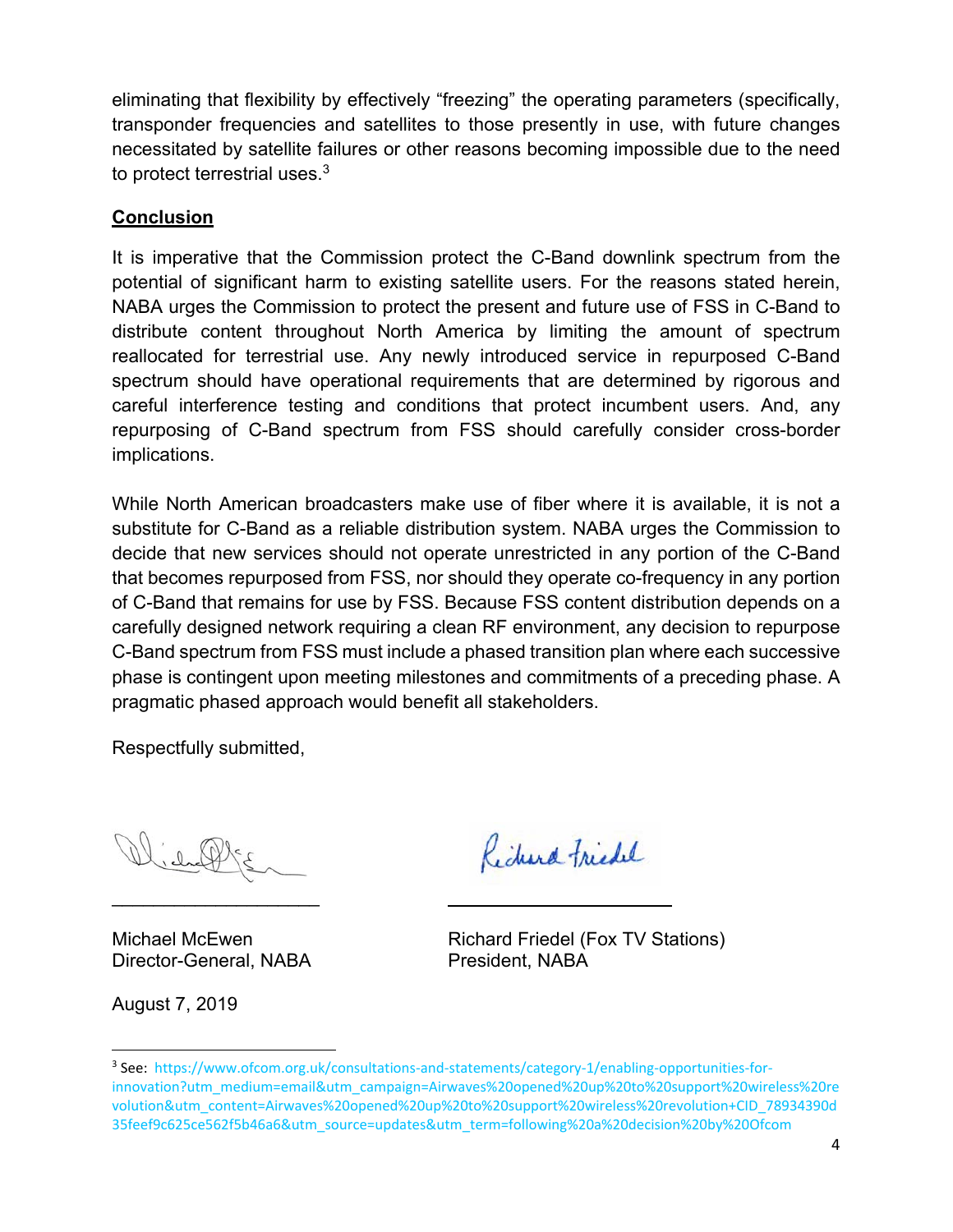eliminating that flexibility by effectively "freezing" the operating parameters (specifically, transponder frequencies and satellites to those presently in use, with future changes necessitated by satellite failures or other reasons becoming impossible due to the need to protect terrestrial uses.[3]

## Conclusion

It is imperative that the Commission protect the C-Band downlink spectrum from the potential of significant harm to existing satellite users. For the reasons stated herein, NABA urges the Commission to protect the present and future use of FSS in C-Band to distribute content throughout North America by limiting the amount of spectrum reallocated for terrestrial use. Any newly introduced service in repurposed C-Band spectrum should have operational requirements that are determined by rigorous and careful interference testing and conditions that protect incumbent users. And, any repurposing of C-Band spectrum from FSS should carefully consider cross-border implications.

While North American broadcasters make use of fiber where it is available, it is not a substitute for C-Band as a reliable distribution system. NABA urges the Commission to decide that new services should not operate unrestricted in any portion of the C-Band that becomes repurposed from FSS, nor should they operate co-frequency in any portion of C-Band that remains for use by FSS. Because FSS content distribution depends on a carefully designed network requiring a clean RF environment, any decision to repurpose C-Band spectrum from FSS must include a phased transition plan where each successive phase is contingent upon meeting milestones and commitments of a preceding phase. A pragmatic phased approach would benefit all stakeholders.

Respectfully submitted,

Michael McEwen
Director-General, NABA

Richard Friedel (Fox TV Stations)
President, NABA

August 7, 2019

[3] See: https://www.ofcom.org.uk/consultations-and-statements/category-1/enabling-opportunities-for-innovation?utm_medium=email&utm_campaign=Airwaves%20opened%20up%20to%20support%20wireless%20revolution&utm_content=Airwaves%20opened%20up%20to%20support%20wireless%20revolution+CID_78934390d35feef9c625ce562f5b46a6&utm_source=updates&utm_term=following%20a%20decision%20by%20Ofcom